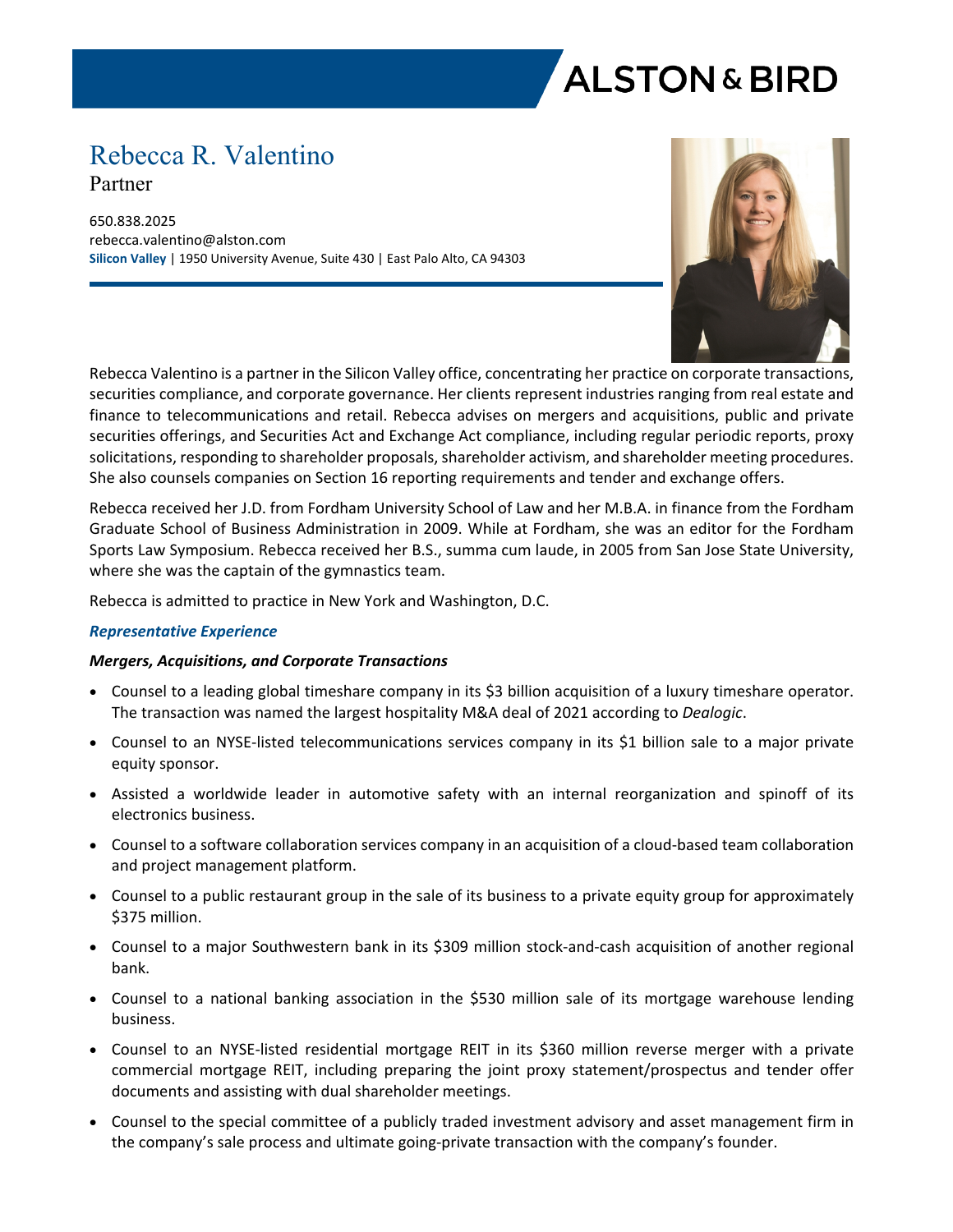# Rebecca R. Valentino

Partner

650.838.2025
rebecca.valentino@alston.com
**Silicon Valley** | 1950 University Avenue, Suite 430 | East Palo Alto, CA 94303

Rebecca Valentino is a partner in the Silicon Valley office, concentrating her practice on corporate transactions, securities compliance, and corporate governance. Her clients represent industries ranging from real estate and finance to telecommunications and retail. Rebecca advises on mergers and acquisitions, public and private securities offerings, and Securities Act and Exchange Act compliance, including regular periodic reports, proxy solicitations, responding to shareholder proposals, shareholder activism, and shareholder meeting procedures. She also counsels companies on Section 16 reporting requirements and tender and exchange offers.

Rebecca received her J.D. from Fordham University School of Law and her M.B.A. in finance from the Fordham Graduate School of Business Administration in 2009. While at Fordham, she was an editor for the Fordham Sports Law Symposium. Rebecca received her B.S., summa cum laude, in 2005 from San Jose State University, where she was the captain of the gymnastics team.

Rebecca is admitted to practice in New York and Washington, D.C.

## *Representative Experience*

### *Mergers, Acquisitions, and Corporate Transactions*

- Counsel to a leading global timeshare company in its $3 billion acquisition of a luxury timeshare operator. The transaction was named the largest hospitality M&A deal of 2021 according to *Dealogic*.
- Counsel to an NYSE-listed telecommunications services company in its $1 billion sale to a major private equity sponsor.
- Assisted a worldwide leader in automotive safety with an internal reorganization and spinoff of its electronics business.
- Counsel to a software collaboration services company in an acquisition of a cloud-based team collaboration and project management platform.
- Counsel to a public restaurant group in the sale of its business to a private equity group for approximately $375 million.
- Counsel to a major Southwestern bank in its $309 million stock-and-cash acquisition of another regional bank.
- Counsel to a national banking association in the $530 million sale of its mortgage warehouse lending business.
- Counsel to an NYSE-listed residential mortgage REIT in its $360 million reverse merger with a private commercial mortgage REIT, including preparing the joint proxy statement/prospectus and tender offer documents and assisting with dual shareholder meetings.
- Counsel to the special committee of a publicly traded investment advisory and asset management firm in the company's sale process and ultimate going-private transaction with the company's founder.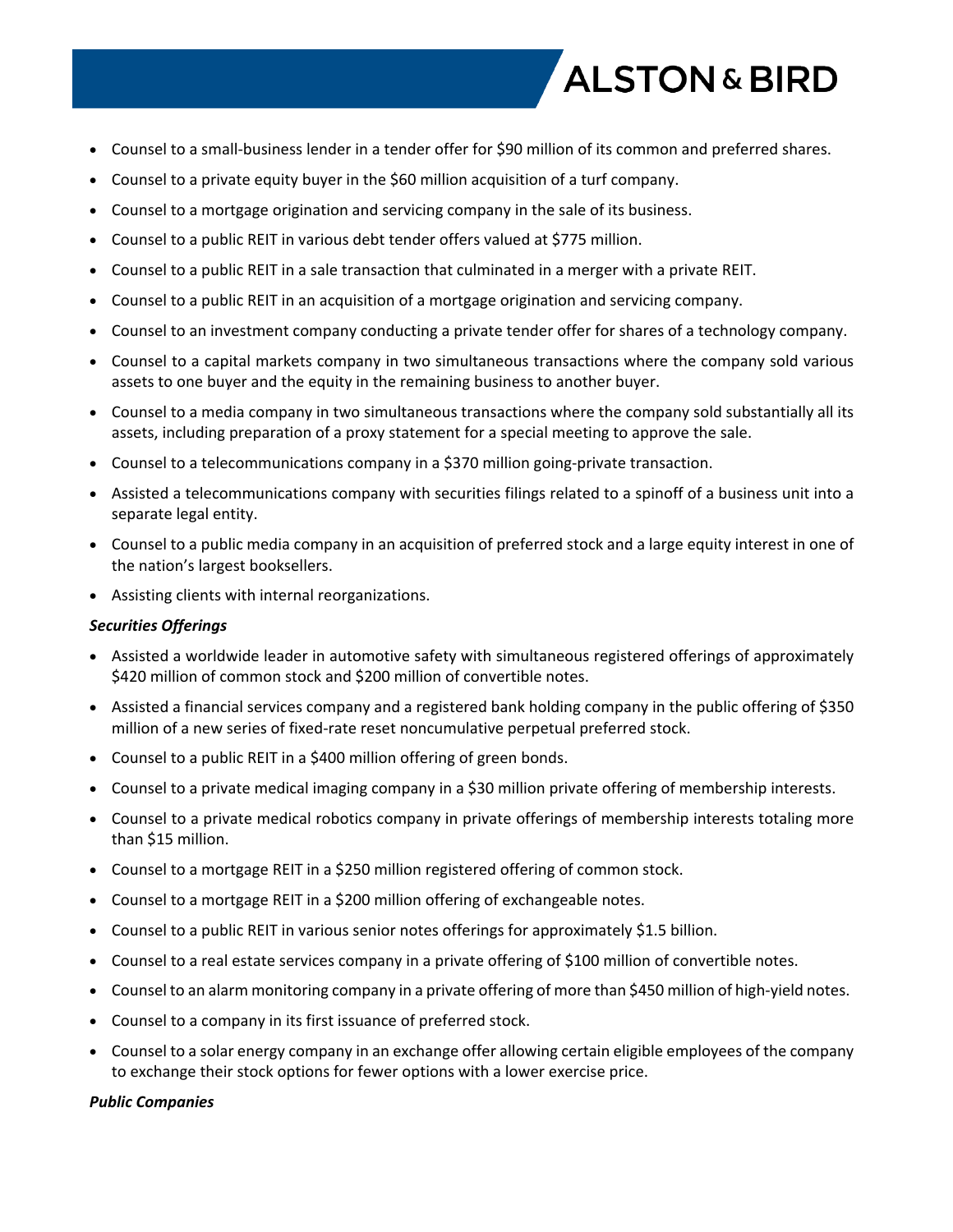- Counsel to a small-business lender in a tender offer for $90 million of its common and preferred shares.
- Counsel to a private equity buyer in the $60 million acquisition of a turf company.
- Counsel to a mortgage origination and servicing company in the sale of its business.
- Counsel to a public REIT in various debt tender offers valued at $775 million.
- Counsel to a public REIT in a sale transaction that culminated in a merger with a private REIT.
- Counsel to a public REIT in an acquisition of a mortgage origination and servicing company.
- Counsel to an investment company conducting a private tender offer for shares of a technology company.
- Counsel to a capital markets company in two simultaneous transactions where the company sold various assets to one buyer and the equity in the remaining business to another buyer.
- Counsel to a media company in two simultaneous transactions where the company sold substantially all its assets, including preparation of a proxy statement for a special meeting to approve the sale.
- Counsel to a telecommunications company in a $370 million going-private transaction.
- Assisted a telecommunications company with securities filings related to a spinoff of a business unit into a separate legal entity.
- Counsel to a public media company in an acquisition of preferred stock and a large equity interest in one of the nation's largest booksellers.
- Assisting clients with internal reorganizations.

***Securities Offerings***

- Assisted a worldwide leader in automotive safety with simultaneous registered offerings of approximately $420 million of common stock and $200 million of convertible notes.
- Assisted a financial services company and a registered bank holding company in the public offering of $350 million of a new series of fixed-rate reset noncumulative perpetual preferred stock.
- Counsel to a public REIT in a $400 million offering of green bonds.
- Counsel to a private medical imaging company in a $30 million private offering of membership interests.
- Counsel to a private medical robotics company in private offerings of membership interests totaling more than $15 million.
- Counsel to a mortgage REIT in a $250 million registered offering of common stock.
- Counsel to a mortgage REIT in a $200 million offering of exchangeable notes.
- Counsel to a public REIT in various senior notes offerings for approximately $1.5 billion.
- Counsel to a real estate services company in a private offering of $100 million of convertible notes.
- Counsel to an alarm monitoring company in a private offering of more than $450 million of high-yield notes.
- Counsel to a company in its first issuance of preferred stock.
- Counsel to a solar energy company in an exchange offer allowing certain eligible employees of the company to exchange their stock options for fewer options with a lower exercise price.

***Public Companies***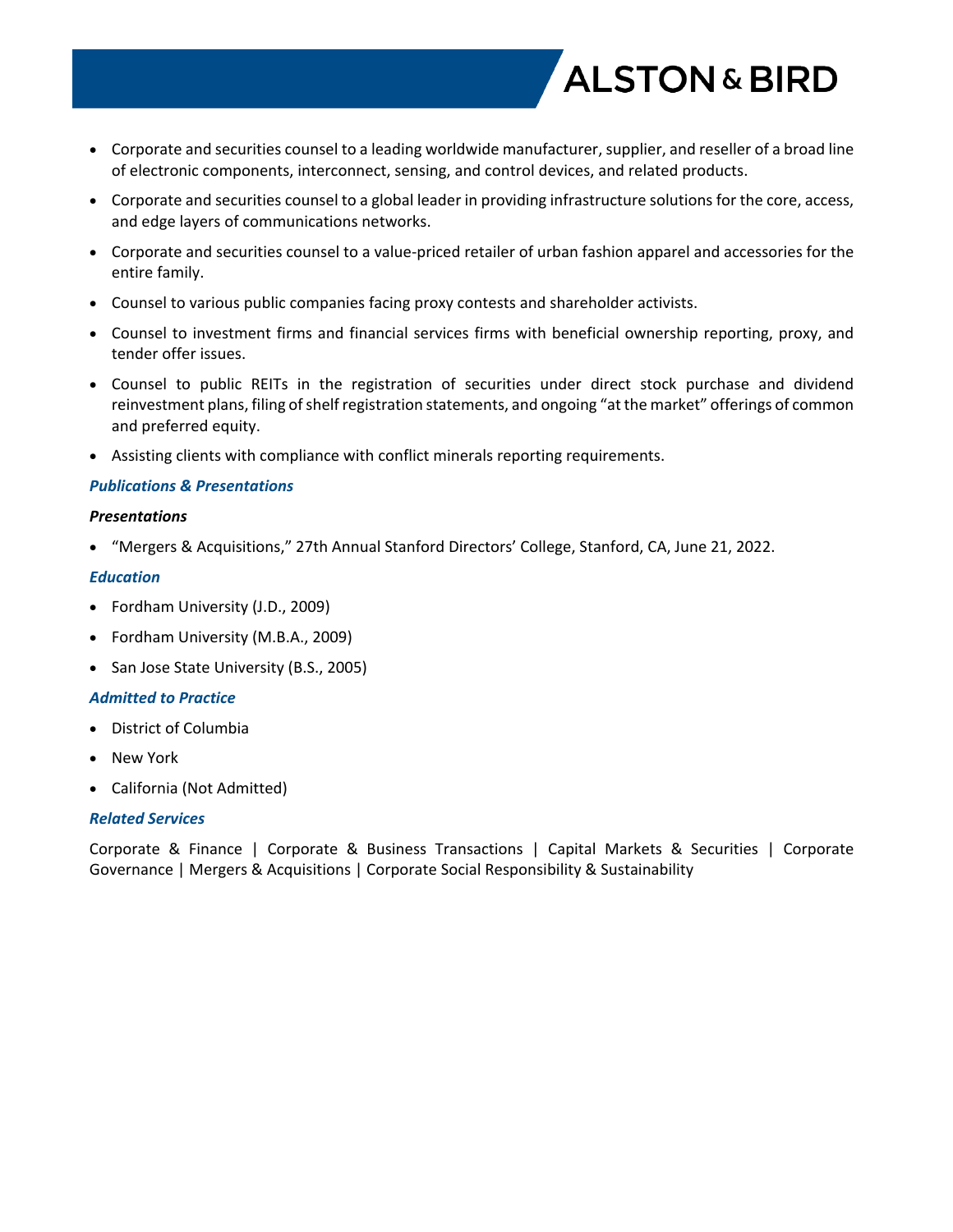- Corporate and securities counsel to a leading worldwide manufacturer, supplier, and reseller of a broad line of electronic components, interconnect, sensing, and control devices, and related products.
- Corporate and securities counsel to a global leader in providing infrastructure solutions for the core, access, and edge layers of communications networks.
- Corporate and securities counsel to a value-priced retailer of urban fashion apparel and accessories for the entire family.
- Counsel to various public companies facing proxy contests and shareholder activists.
- Counsel to investment firms and financial services firms with beneficial ownership reporting, proxy, and tender offer issues.
- Counsel to public REITs in the registration of securities under direct stock purchase and dividend reinvestment plans, filing of shelf registration statements, and ongoing "at the market" offerings of common and preferred equity.
- Assisting clients with compliance with conflict minerals reporting requirements.

### *Publications & Presentations*

#### *Presentations*

- "Mergers & Acquisitions," 27th Annual Stanford Directors' College, Stanford, CA, June 21, 2022.

### *Education*

- Fordham University (J.D., 2009)
- Fordham University (M.B.A., 2009)
- San Jose State University (B.S., 2005)

### *Admitted to Practice*

- District of Columbia
- New York
- California (Not Admitted)

### *Related Services*

Corporate & Finance | Corporate & Business Transactions | Capital Markets & Securities | Corporate Governance | Mergers & Acquisitions | Corporate Social Responsibility & Sustainability